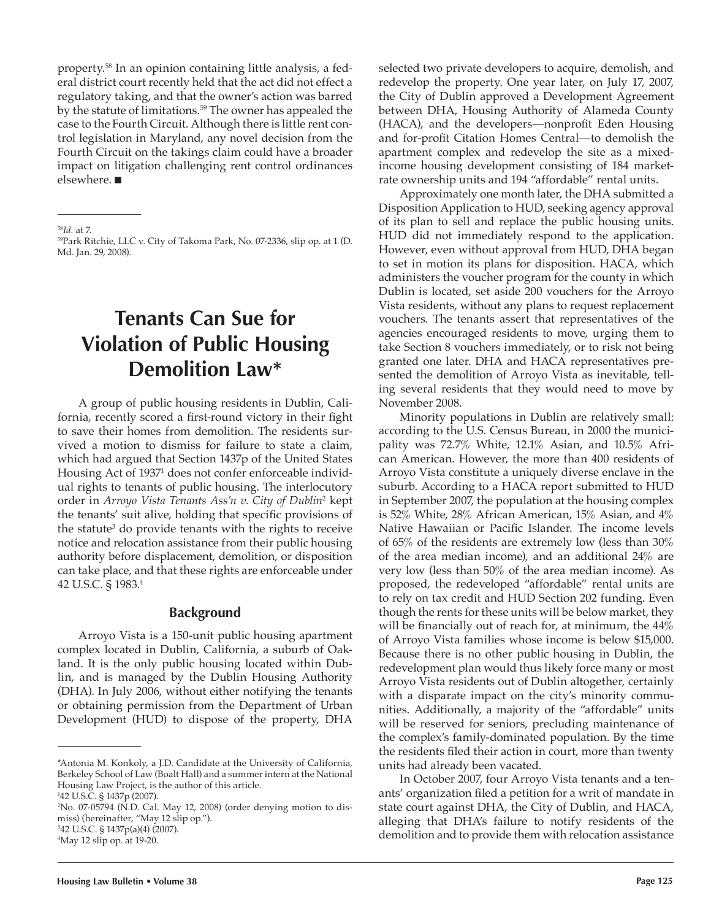property.[58] In an opinion containing little analysis, a federal district court recently held that the act did not effect a regulatory taking, and that the owner's action was barred by the statute of limitations.[59] The owner has appealed the case to the Fourth Circuit. Although there is little rent control legislation in Maryland, any novel decision from the Fourth Circuit on the takings claim could have a broader impact on litigation challenging rent control ordinances elsewhere. ■

[58] *Id.* at 7.

[59] Park Ritchie, LLC v. City of Takoma Park, No. 07-2336, slip op. at 1 (D. Md. Jan. 29, 2008).

# Tenants Can Sue for Violation of Public Housing Demolition Law*

A group of public housing residents in Dublin, California, recently scored a first-round victory in their fight to save their homes from demolition. The residents survived a motion to dismiss for failure to state a claim, which had argued that Section 1437p of the United States Housing Act of 1937[1] does not confer enforceable individual rights to tenants of public housing. The interlocutory order in *Arroyo Vista Tenants Ass'n v. City of Dublin*[2] kept the tenants' suit alive, holding that specific provisions of the statute[3] do provide tenants with the rights to receive notice and relocation assistance from their public housing authority before displacement, demolition, or disposition can take place, and that these rights are enforceable under 42 U.S.C. § 1983.[4]

## Background

Arroyo Vista is a 150-unit public housing apartment complex located in Dublin, California, a suburb of Oakland. It is the only public housing located within Dublin, and is managed by the Dublin Housing Authority (DHA). In July 2006, without either notifying the tenants or obtaining permission from the Department of Urban Development (HUD) to dispose of the property, DHA selected two private developers to acquire, demolish, and redevelop the property. One year later, on July 17, 2007, the City of Dublin approved a Development Agreement between DHA, Housing Authority of Alameda County (HACA), and the developers—nonprofit Eden Housing and for-profit Citation Homes Central—to demolish the apartment complex and redevelop the site as a mixed-income housing development consisting of 184 market-rate ownership units and 194 "affordable" rental units.

Approximately one month later, the DHA submitted a Disposition Application to HUD, seeking agency approval of its plan to sell and replace the public housing units. HUD did not immediately respond to the application. However, even without approval from HUD, DHA began to set in motion its plans for disposition. HACA, which administers the voucher program for the county in which Dublin is located, set aside 200 vouchers for the Arroyo Vista residents, without any plans to request replacement vouchers. The tenants assert that representatives of the agencies encouraged residents to move, urging them to take Section 8 vouchers immediately, or to risk not being granted one later. DHA and HACA representatives presented the demolition of Arroyo Vista as inevitable, telling several residents that they would need to move by November 2008.

Minority populations in Dublin are relatively small: according to the U.S. Census Bureau, in 2000 the municipality was 72.7% White, 12.1% Asian, and 10.5% African American. However, the more than 400 residents of Arroyo Vista constitute a uniquely diverse enclave in the suburb. According to a HACA report submitted to HUD in September 2007, the population at the housing complex is 52% White, 28% African American, 15% Asian, and 4% Native Hawaiian or Pacific Islander. The income levels of 65% of the residents are extremely low (less than 30% of the area median income), and an additional 24% are very low (less than 50% of the area median income). As proposed, the redeveloped "affordable" rental units are to rely on tax credit and HUD Section 202 funding. Even though the rents for these units will be below market, they will be financially out of reach for, at minimum, the 44% of Arroyo Vista families whose income is below $15,000. Because there is no other public housing in Dublin, the redevelopment plan would thus likely force many or most Arroyo Vista residents out of Dublin altogether, certainly with a disparate impact on the city's minority communities. Additionally, a majority of the "affordable" units will be reserved for seniors, precluding maintenance of the complex's family-dominated population. By the time the residents filed their action in court, more than twenty units had already been vacated.

In October 2007, four Arroyo Vista tenants and a tenants' organization filed a petition for a writ of mandate in state court against DHA, the City of Dublin, and HACA, alleging that DHA's failure to notify residents of the demolition and to provide them with relocation assistance

*Antonia M. Konkoly, a J.D. Candidate at the University of California, Berkeley School of Law (Boalt Hall) and a summer intern at the National Housing Law Project, is the author of this article.

[1] 42 U.S.C. § 1437p (2007).

[2] No. 07-05794 (N.D. Cal. May 12, 2008) (order denying motion to dismiss) (hereinafter, "May 12 slip op.").

[3] 42 U.S.C. § 1437p(a)(4) (2007).

[4] May 12 slip op. at 19-20.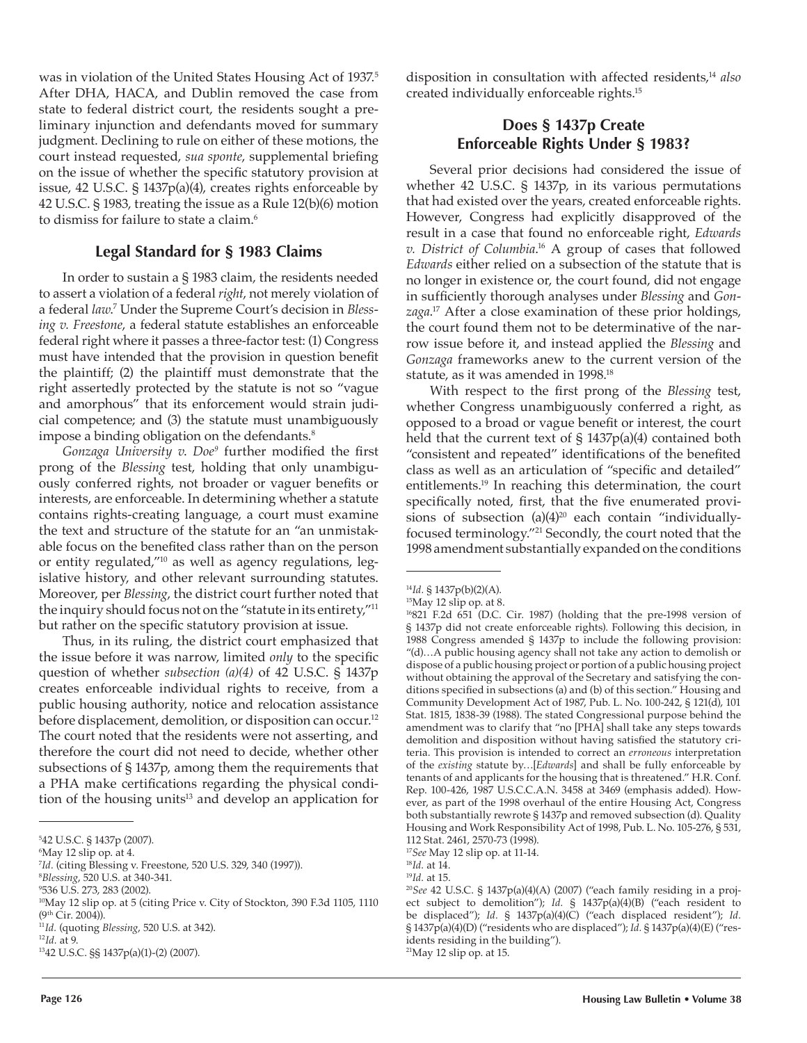was in violation of the United States Housing Act of 1937.[5] After DHA, HACA, and Dublin removed the case from state to federal district court, the residents sought a preliminary injunction and defendants moved for summary judgment. Declining to rule on either of these motions, the court instead requested, *sua sponte*, supplemental briefing on the issue of whether the specific statutory provision at issue, 42 U.S.C. § 1437p(a)(4), creates rights enforceable by 42 U.S.C. § 1983, treating the issue as a Rule 12(b)(6) motion to dismiss for failure to state a claim.[6]

## Legal Standard for § 1983 Claims

In order to sustain a § 1983 claim, the residents needed to assert a violation of a federal *right*, not merely violation of a federal *law*.[7] Under the Supreme Court's decision in *Blessing v. Freestone*, a federal statute establishes an enforceable federal right where it passes a three-factor test: (1) Congress must have intended that the provision in question benefit the plaintiff; (2) the plaintiff must demonstrate that the right assertedly protected by the statute is not so "vague and amorphous" that its enforcement would strain judicial competence; and (3) the statute must unambiguously impose a binding obligation on the defendants.[8]

*Gonzaga University v. Doe*[9] further modified the first prong of the *Blessing* test, holding that only unambiguously conferred rights, not broader or vaguer benefits or interests, are enforceable. In determining whether a statute contains rights-creating language, a court must examine the text and structure of the statute for an "an unmistakable focus on the benefited class rather than on the person or entity regulated,"[10] as well as agency regulations, legislative history, and other relevant surrounding statutes. Moreover, per *Blessing*, the district court further noted that the inquiry should focus not on the "statute in its entirety,"[11] but rather on the specific statutory provision at issue.

Thus, in its ruling, the district court emphasized that the issue before it was narrow, limited *only* to the specific question of whether *subsection (a)(4)* of 42 U.S.C. § 1437p creates enforceable individual rights to receive, from a public housing authority, notice and relocation assistance before displacement, demolition, or disposition can occur.[12] The court noted that the residents were not asserting, and therefore the court did not need to decide, whether other subsections of § 1437p, among them the requirements that a PHA make certifications regarding the physical condition of the housing units[13] and develop an application for disposition in consultation with affected residents,[14] *also* created individually enforceable rights.[15]

## Does § 1437p Create Enforceable Rights Under § 1983?

Several prior decisions had considered the issue of whether 42 U.S.C. § 1437p, in its various permutations that had existed over the years, created enforceable rights. However, Congress had explicitly disapproved of the result in a case that found no enforceable right, *Edwards v. District of Columbia*.[16] A group of cases that followed *Edwards* either relied on a subsection of the statute that is no longer in existence or, the court found, did not engage in sufficiently thorough analyses under *Blessing* and *Gonzaga*.[17] After a close examination of these prior holdings, the court found them not to be determinative of the narrow issue before it, and instead applied the *Blessing* and *Gonzaga* frameworks anew to the current version of the statute, as it was amended in 1998.[18]

With respect to the first prong of the *Blessing* test, whether Congress unambiguously conferred a right, as opposed to a broad or vague benefit or interest, the court held that the current text of § 1437p(a)(4) contained both "consistent and repeated" identifications of the benefited class as well as an articulation of "specific and detailed" entitlements.[19] In reaching this determination, the court specifically noted, first, that the five enumerated provisions of subsection (a)(4)[20] each contain "individually-focused terminology."[21] Secondly, the court noted that the 1998 amendment substantially expanded on the conditions

---

[5] 42 U.S.C. § 1437p (2007).

[6] May 12 slip op. at 4.

[7] *Id.* (citing Blessing v. Freestone, 520 U.S. 329, 340 (1997)).

[8] *Blessing*, 520 U.S. at 340-341.

[9] 536 U.S. 273, 283 (2002).

[10] May 12 slip op. at 5 (citing Price v. City of Stockton, 390 F.3d 1105, 1110 (9th Cir. 2004)).

[11] *Id.* (quoting *Blessing*, 520 U.S. at 342).

[12] *Id.* at 9.

[13] 42 U.S.C. §§ 1437p(a)(1)-(2) (2007).

[14] *Id.* § 1437p(b)(2)(A).

[15] May 12 slip op. at 8.

[16] 821 F.2d 651 (D.C. Cir. 1987) (holding that the pre-1998 version of § 1437p did not create enforceable rights). Following this decision, in 1988 Congress amended § 1437p to include the following provision: "(d)…A public housing agency shall not take any action to demolish or dispose of a public housing project or portion of a public housing project without obtaining the approval of the Secretary and satisfying the conditions specified in subsections (a) and (b) of this section." Housing and Community Development Act of 1987, Pub. L. No. 100-242, § 121(d), 101 Stat. 1815, 1838-39 (1988). The stated Congressional purpose behind the amendment was to clarify that "no [PHA] shall take any steps towards demolition and disposition without having satisfied the statutory criteria. This provision is intended to correct an *erroneous* interpretation of the *existing* statute by…[*Edwards*] and shall be fully enforceable by tenants of and applicants for the housing that is threatened." H.R. Conf. Rep. 100-426, 1987 U.S.C.C.A.N. 3458 at 3469 (emphasis added). However, as part of the 1998 overhaul of the entire Housing Act, Congress both substantially rewrote § 1437p and removed subsection (d). Quality Housing and Work Responsibility Act of 1998, Pub. L. No. 105-276, § 531, 112 Stat. 2461, 2570-73 (1998).

[17] *See* May 12 slip op. at 11-14.

[18] *Id.* at 14.

[19] *Id.* at 15.

[20] *See* 42 U.S.C. § 1437p(a)(4)(A) (2007) ("each family residing in a project subject to demolition"); *Id.* § 1437p(a)(4)(B) ("each resident to be displaced"); *Id.* § 1437p(a)(4)(C) ("each displaced resident"); *Id.* § 1437p(a)(4)(D) ("residents who are displaced"); *Id.* § 1437p(a)(4)(E) ("residents residing in the building").

[21] May 12 slip op. at 15.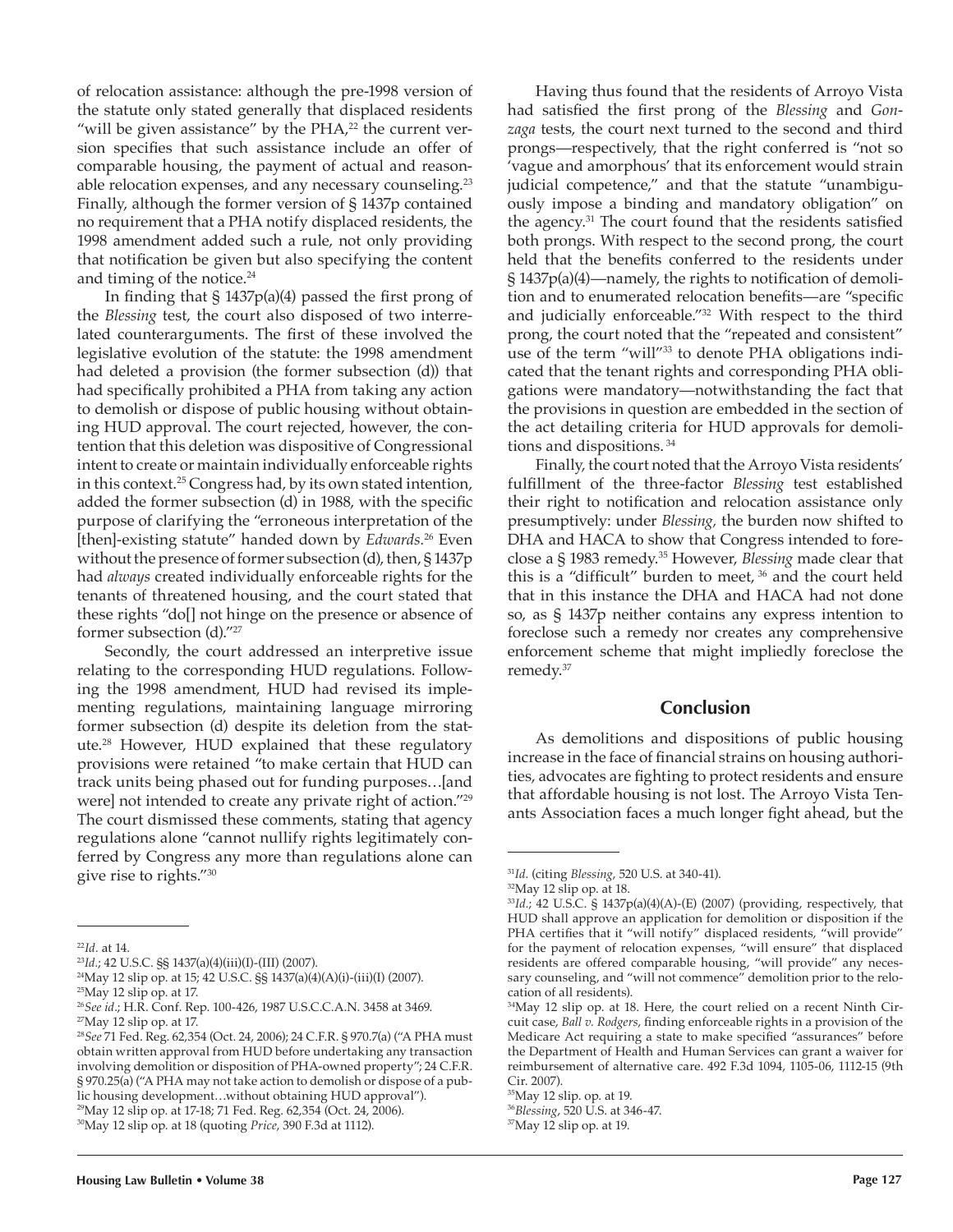of relocation assistance: although the pre-1998 version of the statute only stated generally that displaced residents "will be given assistance" by the PHA,[22] the current version specifies that such assistance include an offer of comparable housing, the payment of actual and reasonable relocation expenses, and any necessary counseling.[23] Finally, although the former version of § 1437p contained no requirement that a PHA notify displaced residents, the 1998 amendment added such a rule, not only providing that notification be given but also specifying the content and timing of the notice.[24]

In finding that § 1437p(a)(4) passed the first prong of the *Blessing* test, the court also disposed of two interrelated counterarguments. The first of these involved the legislative evolution of the statute: the 1998 amendment had deleted a provision (the former subsection (d)) that had specifically prohibited a PHA from taking any action to demolish or dispose of public housing without obtaining HUD approval. The court rejected, however, the contention that this deletion was dispositive of Congressional intent to create or maintain individually enforceable rights in this context.[25] Congress had, by its own stated intention, added the former subsection (d) in 1988, with the specific purpose of clarifying the "erroneous interpretation of the [then]-existing statute" handed down by *Edwards*.[26] Even without the presence of former subsection (d), then, § 1437p had *always* created individually enforceable rights for the tenants of threatened housing, and the court stated that these rights "do[] not hinge on the presence or absence of former subsection (d)."[27]

Secondly, the court addressed an interpretive issue relating to the corresponding HUD regulations. Following the 1998 amendment, HUD had revised its implementing regulations, maintaining language mirroring former subsection (d) despite its deletion from the statute.[28] However, HUD explained that these regulatory provisions were retained "to make certain that HUD can track units being phased out for funding purposes…[and were] not intended to create any private right of action."[29] The court dismissed these comments, stating that agency regulations alone "cannot nullify rights legitimately conferred by Congress any more than regulations alone can give rise to rights."[30]

Having thus found that the residents of Arroyo Vista had satisfied the first prong of the *Blessing* and *Gonzaga* tests, the court next turned to the second and third prongs—respectively, that the right conferred is "not so 'vague and amorphous' that its enforcement would strain judicial competence," and that the statute "unambiguously impose a binding and mandatory obligation" on the agency.[31] The court found that the residents satisfied both prongs. With respect to the second prong, the court held that the benefits conferred to the residents under § 1437p(a)(4)—namely, the rights to notification of demolition and to enumerated relocation benefits—are "specific and judicially enforceable."[32] With respect to the third prong, the court noted that the "repeated and consistent" use of the term "will"[33] to denote PHA obligations indicated that the tenant rights and corresponding PHA obligations were mandatory—notwithstanding the fact that the provisions in question are embedded in the section of the act detailing criteria for HUD approvals for demolitions and dispositions.[34]

Finally, the court noted that the Arroyo Vista residents' fulfillment of the three-factor *Blessing* test established their right to notification and relocation assistance only presumptively: under *Blessing*, the burden now shifted to DHA and HACA to show that Congress intended to foreclose a § 1983 remedy.[35] However, *Blessing* made clear that this is a "difficult" burden to meet,[36] and the court held that in this instance the DHA and HACA had not done so, as § 1437p neither contains any express intention to foreclose such a remedy nor creates any comprehensive enforcement scheme that might impliedly foreclose the remedy.[37]

## Conclusion

As demolitions and dispositions of public housing increase in the face of financial strains on housing authorities, advocates are fighting to protect residents and ensure that affordable housing is not lost. The Arroyo Vista Tenants Association faces a much longer fight ahead, but the

---

[22] *Id.* at 14.

[23] *Id.*; 42 U.S.C. §§ 1437(a)(4)(iii)(I)-(III) (2007).

[24] May 12 slip op. at 15; 42 U.S.C. §§ 1437(a)(4)(A)(i)-(iii)(I) (2007).

[25] May 12 slip op. at 17.

[26] *See id.*; H.R. Conf. Rep. 100-426, 1987 U.S.C.C.A.N. 3458 at 3469.

[27] May 12 slip op. at 17.

[28] *See* 71 Fed. Reg. 62,354 (Oct. 24, 2006); 24 C.F.R. § 970.7(a) ("A PHA must obtain written approval from HUD before undertaking any transaction involving demolition or disposition of PHA-owned property"; 24 C.F.R. § 970.25(a) ("A PHA may not take action to demolish or dispose of a public housing development…without obtaining HUD approval").

[29] May 12 slip op. at 17-18; 71 Fed. Reg. 62,354 (Oct. 24, 2006).

[30] May 12 slip op. at 18 (quoting *Price*, 390 F.3d at 1112).

[31] *Id.* (citing *Blessing*, 520 U.S. at 340-41).

[32] May 12 slip op. at 18.

[33] *Id.*; 42 U.S.C. § 1437p(a)(4)(A)-(E) (2007) (providing, respectively, that HUD shall approve an application for demolition or disposition if the PHA certifies that it "will notify" displaced residents, "will provide" for the payment of relocation expenses, "will ensure" that displaced residents are offered comparable housing, "will provide" any necessary counseling, and "will not commence" demolition prior to the relocation of all residents).

[34] May 12 slip op. at 18. Here, the court relied on a recent Ninth Circuit case, *Ball v. Rodgers*, finding enforceable rights in a provision of the Medicare Act requiring a state to make specified "assurances" before the Department of Health and Human Services can grant a waiver for reimbursement of alternative care. 492 F.3d 1094, 1105-06, 1112-15 (9th Cir. 2007).

[35] May 12 slip. op. at 19.

[36] *Blessing*, 520 U.S. at 346-47.

[37] May 12 slip op. at 19.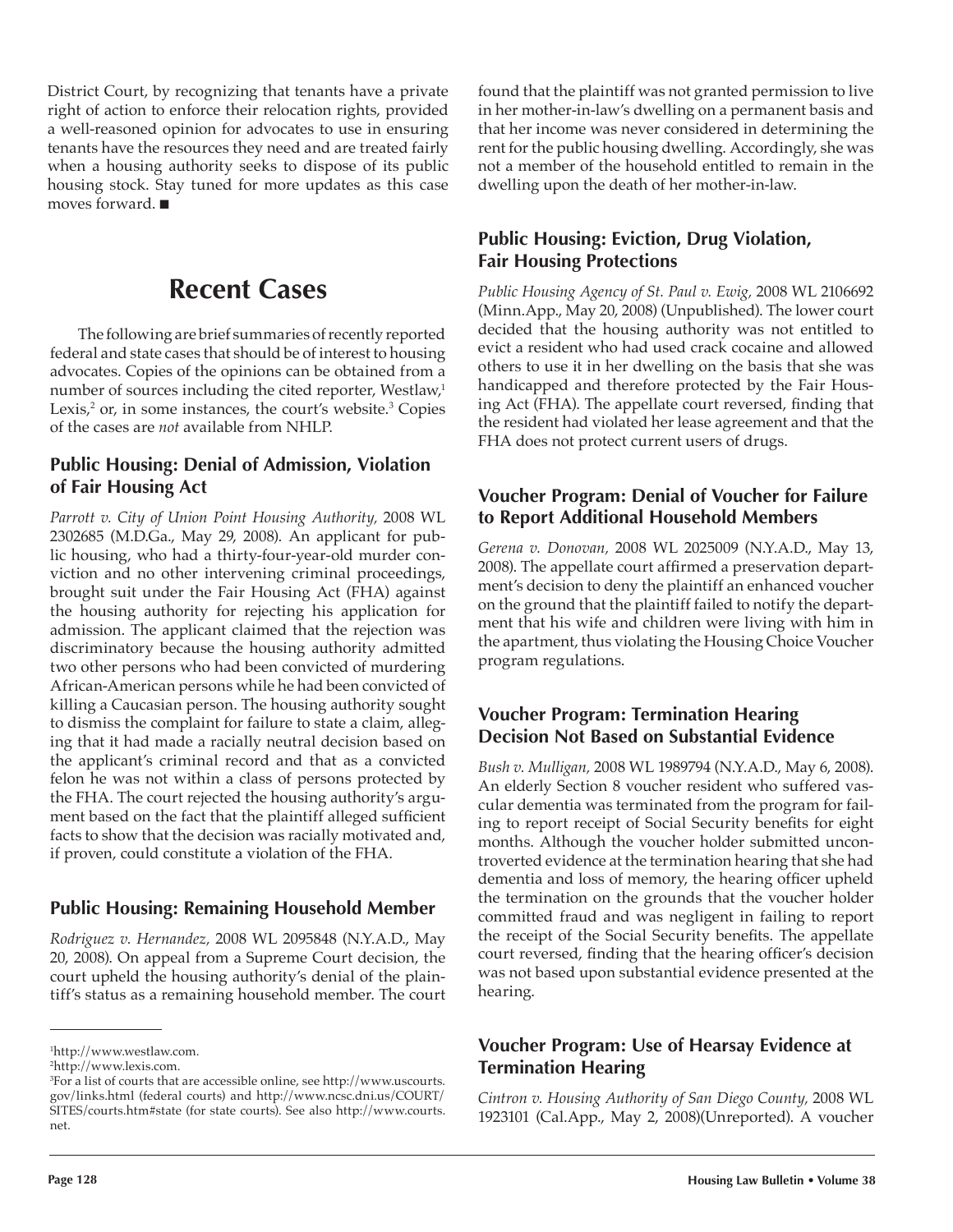District Court, by recognizing that tenants have a private right of action to enforce their relocation rights, provided a well-reasoned opinion for advocates to use in ensuring tenants have the resources they need and are treated fairly when a housing authority seeks to dispose of its public housing stock. Stay tuned for more updates as this case moves forward. ■

# Recent Cases

The following are brief summaries of recently reported federal and state cases that should be of interest to housing advocates. Copies of the opinions can be obtained from a number of sources including the cited reporter, Westlaw,[1] Lexis,[2] or, in some instances, the court's website.[3] Copies of the cases are *not* available from NHLP.

### Public Housing: Denial of Admission, Violation of Fair Housing Act

*Parrott v. City of Union Point Housing Authority,* 2008 WL 2302685 (M.D.Ga., May 29, 2008). An applicant for public housing, who had a thirty-four-year-old murder conviction and no other intervening criminal proceedings, brought suit under the Fair Housing Act (FHA) against the housing authority for rejecting his application for admission. The applicant claimed that the rejection was discriminatory because the housing authority admitted two other persons who had been convicted of murdering African-American persons while he had been convicted of killing a Caucasian person. The housing authority sought to dismiss the complaint for failure to state a claim, alleging that it had made a racially neutral decision based on the applicant's criminal record and that as a convicted felon he was not within a class of persons protected by the FHA. The court rejected the housing authority's argument based on the fact that the plaintiff alleged sufficient facts to show that the decision was racially motivated and, if proven, could constitute a violation of the FHA.

### Public Housing: Remaining Household Member

*Rodriguez v. Hernandez,* 2008 WL 2095848 (N.Y.A.D., May 20, 2008). On appeal from a Supreme Court decision, the court upheld the housing authority's denial of the plaintiff's status as a remaining household member. The court found that the plaintiff was not granted permission to live in her mother-in-law's dwelling on a permanent basis and that her income was never considered in determining the rent for the public housing dwelling. Accordingly, she was not a member of the household entitled to remain in the dwelling upon the death of her mother-in-law.

### Public Housing: Eviction, Drug Violation, Fair Housing Protections

*Public Housing Agency of St. Paul v. Ewig,* 2008 WL 2106692 (Minn.App., May 20, 2008) (Unpublished). The lower court decided that the housing authority was not entitled to evict a resident who had used crack cocaine and allowed others to use it in her dwelling on the basis that she was handicapped and therefore protected by the Fair Housing Act (FHA). The appellate court reversed, finding that the resident had violated her lease agreement and that the FHA does not protect current users of drugs.

### Voucher Program: Denial of Voucher for Failure to Report Additional Household Members

*Gerena v. Donovan,* 2008 WL 2025009 (N.Y.A.D., May 13, 2008). The appellate court affirmed a preservation department's decision to deny the plaintiff an enhanced voucher on the ground that the plaintiff failed to notify the department that his wife and children were living with him in the apartment, thus violating the Housing Choice Voucher program regulations.

### Voucher Program: Termination Hearing Decision Not Based on Substantial Evidence

*Bush v. Mulligan,* 2008 WL 1989794 (N.Y.A.D., May 6, 2008). An elderly Section 8 voucher resident who suffered vascular dementia was terminated from the program for failing to report receipt of Social Security benefits for eight months. Although the voucher holder submitted uncontroverted evidence at the termination hearing that she had dementia and loss of memory, the hearing officer upheld the termination on the grounds that the voucher holder committed fraud and was negligent in failing to report the receipt of the Social Security benefits. The appellate court reversed, finding that the hearing officer's decision was not based upon substantial evidence presented at the hearing.

### Voucher Program: Use of Hearsay Evidence at Termination Hearing

*Cintron v. Housing Authority of San Diego County,* 2008 WL 1923101 (Cal.App., May 2, 2008)(Unreported). A voucher

---

[1] http://www.westlaw.com.

[2] http://www.lexis.com.

[3] For a list of courts that are accessible online, see http://www.uscourts.gov/links.html (federal courts) and http://www.ncsc.dni.us/COURT/SITES/courts.htm#state (for state courts). See also http://www.courts.net.